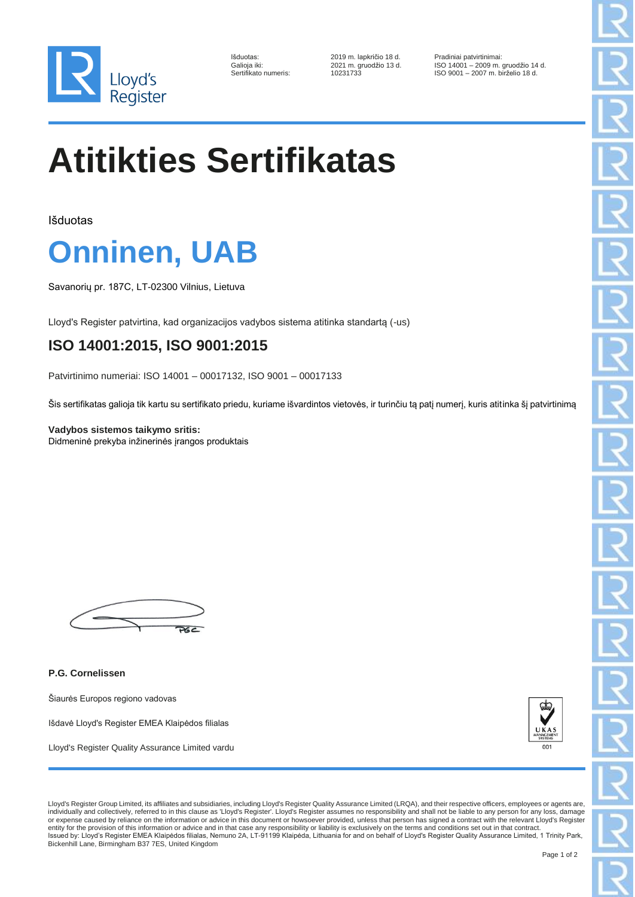Lloyd's Register

Išduotas: 2019 m. lapkričio 18 d.
Galioja iki: 2021 m. gruodžio 13 d.
Sertifikato numeris: 10231733

Pradiniai patvirtinimai:
ISO 14001 – 2009 m. gruodžio 14 d.
ISO 9001 – 2007 m. birželio 18 d.

# Atitikties Sertifikatas

Išduotas

# Onninen, UAB

Savanorių pr. 187C, LT-02300 Vilnius, Lietuva

Lloyd's Register patvirtina, kad organizacijos vadybos sistema atitinka standartą (-us)

## ISO 14001:2015, ISO 9001:2015

Patvirtinimo numeriai: ISO 14001 – 00017132, ISO 9001 – 00017133

Šis sertifikatas galioja tik kartu su sertifikato priedu, kuriame išvardintos vietovės, ir turinčiu tą patį numerį, kuris atitinka šį patvirtinimą

**Vadybos sistemos taikymo sritis:**
Didmeninė prekyba inžinerinės įrangos produktais

**P.G. Cornelissen**

Šiaurės Europos regiono vadovas

Išdavė Lloyd's Register EMEA Klaipėdos filialas

Lloyd's Register Quality Assurance Limited vardu

UKAS MANAGEMENT SYSTEMS 001

Lloyd's Register Group Limited, its affiliates and subsidiaries, including Lloyd's Register Quality Assurance Limited (LRQA), and their respective officers, employees or agents are, individually and collectively, referred to in this clause as 'Lloyd's Register'. Lloyd's Register assumes no responsibility and shall not be liable to any person for any loss, damage or expense caused by reliance on the information or advice in this document or howsoever provided, unless that person has signed a contract with the relevant Lloyd's Register entity for the provision of this information or advice and in that case any responsibility or liability is exclusively on the terms and conditions set out in that contract.
Issued by: Lloyd's Register EMEA Klaipėdos filialas, Nemuno 2A, LT-91199 Klaipėda, Lithuania for and on behalf of Lloyd's Register Quality Assurance Limited, 1 Trinity Park, Bickenhill Lane, Birmingham B37 7ES, United Kingdom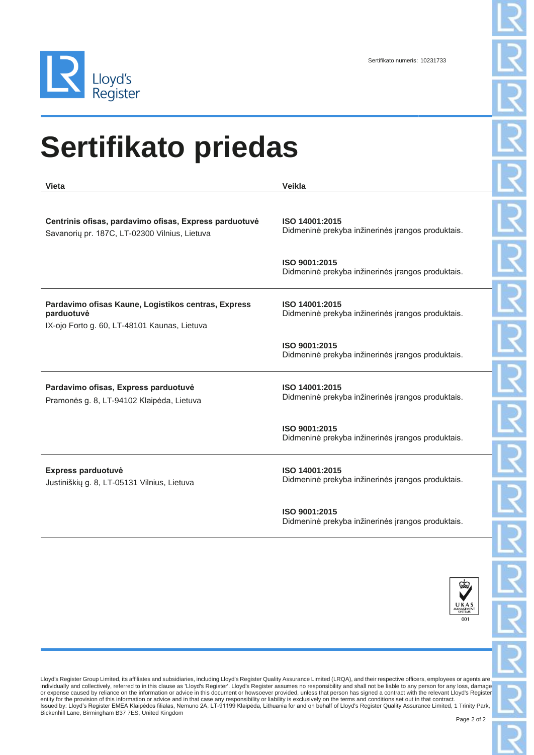Sertifikato numeris: 10231733

# Sertifikato priedas

| Vieta | Veikla |
|---|---|
| **Centrinis ofisas, pardavimo ofisas, Express parduotuvė**<br>Savanorių pr. 187C, LT-02300 Vilnius, Lietuva | **ISO 14001:2015**<br>Didmeninė prekyba inžinerinės įrangos produktais.<br><br>**ISO 9001:2015**<br>Didmeninė prekyba inžinerinės įrangos produktais. |
| **Pardavimo ofisas Kaune, Logistikos centras, Express parduotuvė**<br>IX-ojo Forto g. 60, LT-48101 Kaunas, Lietuva | **ISO 14001:2015**<br>Didmeninė prekyba inžinerinės įrangos produktais.<br><br>**ISO 9001:2015**<br>Didmeninė prekyba inžinerinės įrangos produktais. |
| **Pardavimo ofisas, Express parduotuvė**<br>Pramonės g. 8, LT-94102 Klaipėda, Lietuva | **ISO 14001:2015**<br>Didmeninė prekyba inžinerinės įrangos produktais.<br><br>**ISO 9001:2015**<br>Didmeninė prekyba inžinerinės įrangos produktais. |
| **Express parduotuvė**<br>Justiniškių g. 8, LT-05131 Vilnius, Lietuva | **ISO 14001:2015**<br>Didmeninė prekyba inžinerinės įrangos produktais.<br><br>**ISO 9001:2015**<br>Didmeninė prekyba inžinerinės įrangos produktais. |

UKAS MANAGEMENT SYSTEMS 001

Lloyd's Register Group Limited, its affiliates and subsidiaries, including Lloyd's Register Quality Assurance Limited (LRQA), and their respective officers, employees or agents are, individually and collectively, referred to in this clause as 'Lloyd's Register'. Lloyd's Register assumes no responsibility and shall not be liable to any person for any loss, damage or expense caused by reliance on the information or advice in this document or howsoever provided, unless that person has signed a contract with the relevant Lloyd's Register entity for the provision of this information or advice and in that case any responsibility or liability is exclusively on the terms and conditions set out in that contract.
Issued by: Lloyd's Register EMEA Klaipėdos filialas, Nemuno 2A, LT-91199 Klaipėda, Lithuania for and on behalf of Lloyd's Register Quality Assurance Limited, 1 Trinity Park, Bickenhill Lane, Birmingham B37 7ES, United Kingdom